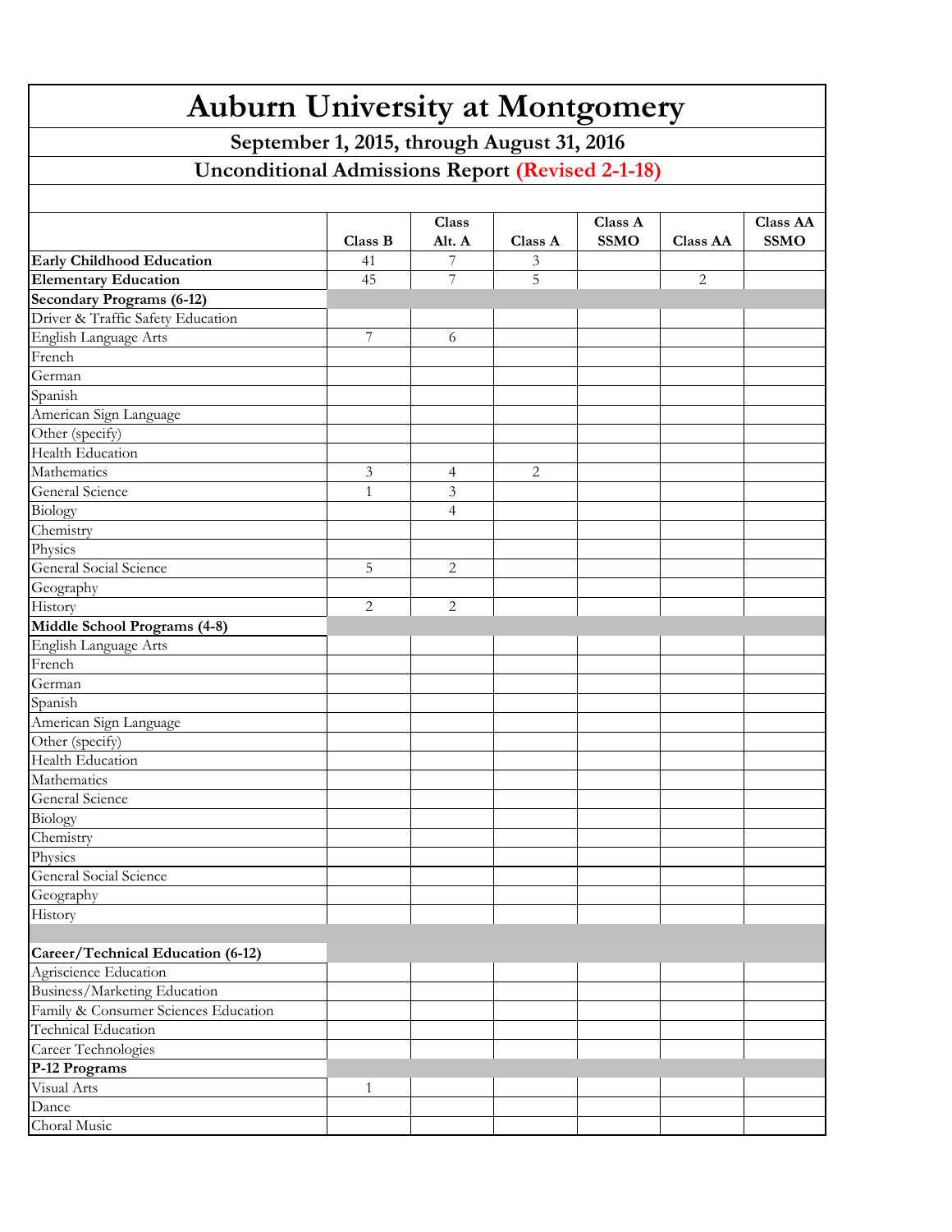# Auburn University at Montgomery

## September 1, 2015, through August 31, 2016

## Unconditional Admissions Report (Revised 2-1-18)

| | Class B | Class Alt. A | Class A | Class A SSMO | Class AA | Class AA SSMO |
|---|---|---|---|---|---|---|
| **Early Childhood Education** | 41 | 7 | 3 | | | |
| **Elementary Education** | 45 | 7 | 5 | | 2 | |
| **Secondary Programs (6-12)** | | | | | | |
| Driver & Traffic Safety Education | | | | | | |
| English Language Arts | 7 | 6 | | | | |
| French | | | | | | |
| German | | | | | | |
| Spanish | | | | | | |
| American Sign Language | | | | | | |
| Other (specify) | | | | | | |
| Health Education | | | | | | |
| Mathematics | 3 | 4 | 2 | | | |
| General Science | 1 | 3 | | | | |
| Biology | | 4 | | | | |
| Chemistry | | | | | | |
| Physics | | | | | | |
| General Social Science | 5 | 2 | | | | |
| Geography | | | | | | |
| History | 2 | 2 | | | | |
| **Middle School Programs (4-8)** | | | | | | |
| English Language Arts | | | | | | |
| French | | | | | | |
| German | | | | | | |
| Spanish | | | | | | |
| American Sign Language | | | | | | |
| Other (specify) | | | | | | |
| Health Education | | | | | | |
| Mathematics | | | | | | |
| General Science | | | | | | |
| Biology | | | | | | |
| Chemistry | | | | | | |
| Physics | | | | | | |
| General Social Science | | | | | | |
| Geography | | | | | | |
| History | | | | | | |
| | | | | | | |
| **Career/Technical Education (6-12)** | | | | | | |
| Agriscience Education | | | | | | |
| Business/Marketing Education | | | | | | |
| Family & Consumer Sciences Education | | | | | | |
| Technical Education | | | | | | |
| Career Technologies | | | | | | |
| **P-12 Programs** | | | | | | |
| Visual Arts | 1 | | | | | |
| Dance | | | | | | |
| Choral Music | | | | | | |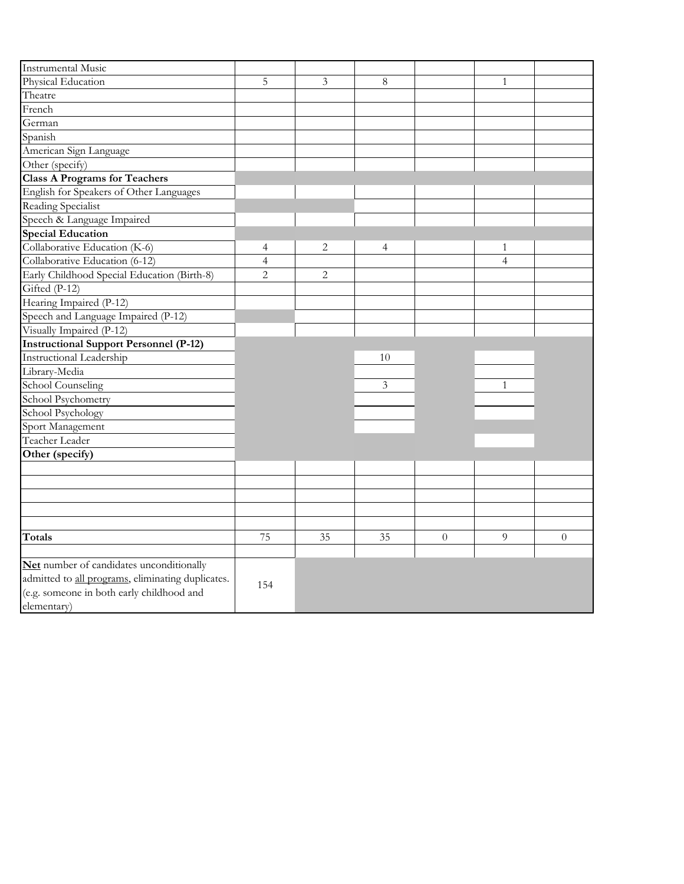| | | | | | | |
|---|---|---|---|---|---|---|
| Instrumental Music | | | | | | |
| Physical Education | 5 | 3 | 8 | | 1 | |
| Theatre | | | | | | |
| French | | | | | | |
| German | | | | | | |
| Spanish | | | | | | |
| American Sign Language | | | | | | |
| Other (specify) | | | | | | |
| **Class A Programs for Teachers** | | | | | | |
| English for Speakers of Other Languages | | | | | | |
| Reading Specialist | | | | | | |
| Speech & Language Impaired | | | | | | |
| **Special Education** | | | | | | |
| Collaborative Education (K-6) | 4 | 2 | 4 | | 1 | |
| Collaborative Education (6-12) | 4 | | | | 4 | |
| Early Childhood Special Education (Birth-8) | 2 | 2 | | | | |
| Gifted (P-12) | | | | | | |
| Hearing Impaired (P-12) | | | | | | |
| Speech and Language Impaired (P-12) | | | | | | |
| Visually Impaired (P-12) | | | | | | |
| **Instructional Support Personnel (P-12)** | | | | | | |
| Instructional Leadership | | | 10 | | | |
| Library-Media | | | | | | |
| School Counseling | | | 3 | | 1 | |
| School Psychometry | | | | | | |
| School Psychology | | | | | | |
| Sport Management | | | | | | |
| Teacher Leader | | | | | | |
| **Other (specify)** | | | | | | |
| | | | | | | |
| | | | | | | |
| | | | | | | |
| | | | | | | |
| | | | | | | |
| **Totals** | 75 | 35 | 35 | 0 | 9 | 0 |
| | | | | | | |
| **Net** number of candidates unconditionally admitted to all programs, eliminating duplicates. (e.g. someone in both early childhood and elementary) | 154 | | | | | |